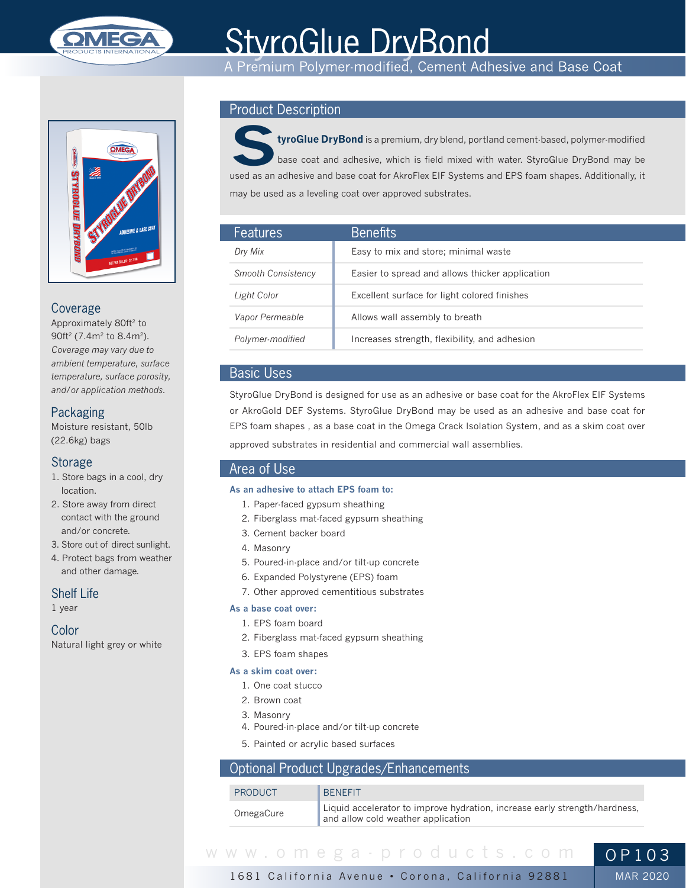# StyroGlue DryBond

A Premium Polymer-modified, Cement Adhesive and Base Coat

## Coverage

Approximately 80ft$^2$ to 90ft$^2$ (7.4m$^2$ to 8.4m$^2$).

*Coverage may vary due to ambient temperature, surface temperature, surface porosity, and/or application methods.*

## Packaging

Moisture resistant, 50lb (22.6kg) bags

## Storage

1. Store bags in a cool, dry location.
2. Store away from direct contact with the ground and/or concrete.
3. Store out of direct sunlight.
4. Protect bags from weather and other damage.

## Shelf Life

1 year

## Color

Natural light grey or white

## Product Description

**StyroGlue DryBond** is a premium, dry blend, portland cement-based, polymer-modified base coat and adhesive, which is field mixed with water. StyroGlue DryBond may be used as an adhesive and base coat for AkroFlex EIF Systems and EPS foam shapes. Additionally, it may be used as a leveling coat over approved substrates.

| Features | Benefits |
| --- | --- |
| *Dry Mix* | Easy to mix and store; minimal waste |
| *Smooth Consistency* | Easier to spread and allows thicker application |
| *Light Color* | Excellent surface for light colored finishes |
| *Vapor Permeable* | Allows wall assembly to breath |
| *Polymer-modified* | Increases strength, flexibility, and adhesion |

## Basic Uses

StyroGlue DryBond is designed for use as an adhesive or base coat for the AkroFlex EIF Systems or AkroGold DEF Systems. StyroGlue DryBond may be used as an adhesive and base coat for EPS foam shapes , as a base coat in the Omega Crack Isolation System, and as a skim coat over approved substrates in residential and commercial wall assemblies.

## Area of Use

**As an adhesive to attach EPS foam to:**

1. Paper-faced gypsum sheathing
2. Fiberglass mat-faced gypsum sheathing
3. Cement backer board
4. Masonry
5. Poured-in-place and/or tilt-up concrete
6. Expanded Polystyrene (EPS) foam
7. Other approved cementitious substrates

**As a base coat over:**

1. EPS foam board
2. Fiberglass mat-faced gypsum sheathing
3. EPS foam shapes

**As a skim coat over:**

1. One coat stucco
2. Brown coat
3. Masonry
4. Poured-in-place and/or tilt-up concrete
5. Painted or acrylic based surfaces

## Optional Product Upgrades/Enhancements

| PRODUCT | BENEFIT |
| --- | --- |
| OmegaCure | Liquid accelerator to improve hydration, increase early strength/hardness, and allow cold weather application |

www.omega-products.com

1681 California Avenue • Corona, California 92881

OP103

MAR 2020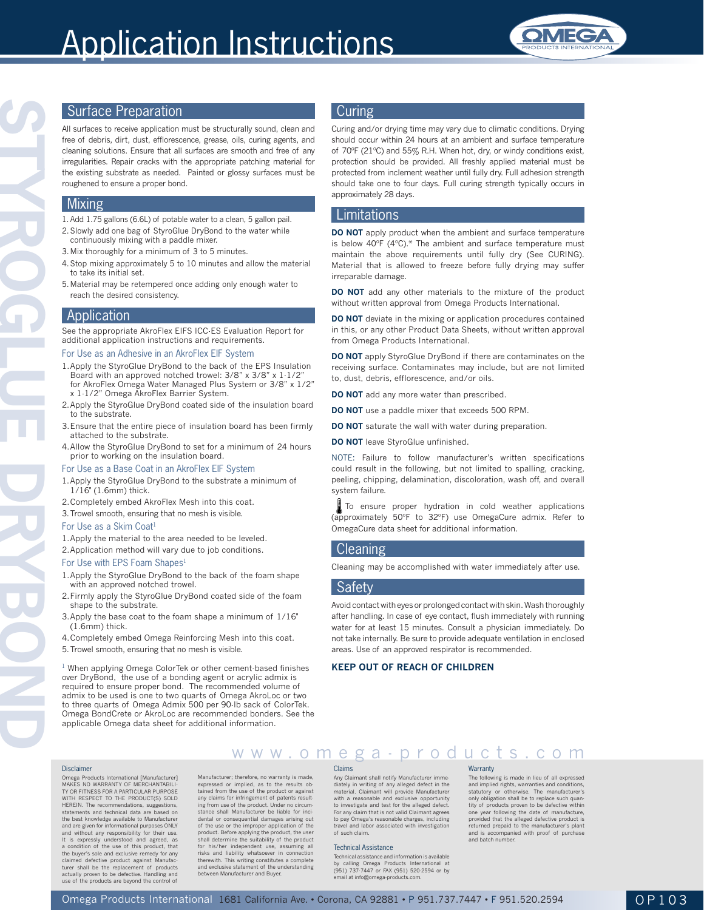# Application Instructions

STYROGLUE DRYBOND

## Surface Preparation

All surfaces to receive application must be structurally sound, clean and free of debris, dirt, dust, efflorescence, grease, oils, curing agents, and cleaning solutions. Ensure that all surfaces are smooth and free of any irregularities. Repair cracks with the appropriate patching material for the existing substrate as needed. Painted or glossy surfaces must be roughened to ensure a proper bond.

## Mixing

1. Add 1.75 gallons (6.6L) of potable water to a clean, 5 gallon pail.
2. Slowly add one bag of StyroGlue DryBond to the water while continuously mixing with a paddle mixer.
3. Mix thoroughly for a minimum of 3 to 5 minutes.
4. Stop mixing approximately 5 to 10 minutes and allow the material to take its initial set.
5. Material may be retempered once adding only enough water to reach the desired consistency.

## Application

See the appropriate AkroFlex EIFS ICC-ES Evaluation Report for additional application instructions and requirements.

### For Use as an Adhesive in an AkroFlex EIF System

1. Apply the StyroGlue DryBond to the back of the EPS Insulation Board with an approved notched trowel: 3/8" x 3/8" x 1-1/2" for AkroFlex Omega Water Managed Plus System or 3/8" x 1/2" x 1-1/2" Omega AkroFlex Barrier System.
2. Apply the StyroGlue DryBond coated side of the insulation board to the substrate.
3. Ensure that the entire piece of insulation board has been firmly attached to the substrate.
4. Allow the StyroGlue DryBond to set for a minimum of 24 hours prior to working on the insulation board.

### For Use as a Base Coat in an AkroFlex EIF System

1. Apply the StyroGlue DryBond to the substrate a minimum of 1/16" (1.6mm) thick.
2. Completely embed AkroFlex Mesh into this coat.
3. Trowel smooth, ensuring that no mesh is visible.

### For Use as a Skim Coat[1]

1. Apply the material to the area needed to be leveled.
2. Application method will vary due to job conditions.

### For Use with EPS Foam Shapes[1]

1. Apply the StyroGlue DryBond to the back of the foam shape with an approved notched trowel.
2. Firmly apply the StyroGlue DryBond coated side of the foam shape to the substrate.
3. Apply the base coat to the foam shape a minimum of 1/16" (1.6mm) thick.
4. Completely embed Omega Reinforcing Mesh into this coat.
5. Trowel smooth, ensuring that no mesh is visible.

[1] When applying Omega ColorTek or other cement-based finishes over DryBond, the use of a bonding agent or acrylic admix is required to ensure proper bond. The recommended volume of admix to be used is one to two quarts of Omega AkroLoc or two to three quarts of Omega Admix 500 per 90-lb sack of ColorTek. Omega BondCrete or AkroLoc are recommended bonders. See the applicable Omega data sheet for additional information.

## Curing

Curing and/or drying time may vary due to climatic conditions. Drying should occur within 24 hours at an ambient and surface temperature of 70°F (21°C) and 55% R.H. When hot, dry, or windy conditions exist, protection should be provided. All freshly applied material must be protected from inclement weather until fully dry. Full adhesion strength should take one to four days. Full curing strength typically occurs in approximately 28 days.

## Limitations

**DO NOT** apply product when the ambient and surface temperature is below 40°F (4°C).* The ambient and surface temperature must maintain the above requirements until fully dry (See CURING). Material that is allowed to freeze before fully drying may suffer irreparable damage.

**DO NOT** add any other materials to the mixture of the product without written approval from Omega Products International.

**DO NOT** deviate in the mixing or application procedures contained in this, or any other Product Data Sheets, without written approval from Omega Products International.

**DO NOT** apply StyroGlue DryBond if there are contaminates on the receiving surface. Contaminates may include, but are not limited to, dust, debris, efflorescence, and/or oils.

**DO NOT** add any more water than prescribed.

**DO NOT** use a paddle mixer that exceeds 500 RPM.

**DO NOT** saturate the wall with water during preparation.

**DO NOT** leave StyroGlue unfinished.

NOTE: Failure to follow manufacturer's written specifications could result in the following, but not limited to spalling, cracking, peeling, chipping, delamination, discoloration, wash off, and overall system failure.

To ensure proper hydration in cold weather applications (approximately 50°F to 32°F) use OmegaCure admix. Refer to OmegaCure data sheet for additional information.

## Cleaning

Cleaning may be accomplished with water immediately after use.

## Safety

Avoid contact with eyes or prolonged contact with skin. Wash thoroughly after handling. In case of eye contact, flush immediately with running water for at least 15 minutes. Consult a physician immediately. Do not take internally. Be sure to provide adequate ventilation in enclosed areas. Use of an approved respirator is recommended.

**KEEP OUT OF REACH OF CHILDREN**

www.omega-products.com

### Disclaimer

Omega Products International [Manufacturer] MAKES NO WARRANTY OF MERCHANTABILITY OR FITNESS FOR A PARTICULAR PURPOSE WITH RESPECT TO THE PRODUCT(S) SOLD HEREIN. The recommendations, suggestions, statements and technical data are based on the best knowledge available to Manufacturer and are given for informational purposes ONLY and without any responsibility for their use. It is expressly understood and agreed, as a condition of the use of this product, that the buyer's sole and exclusive remedy for any claimed defective product against Manufacturer shall be the replacement of products actually proven to be defective. Handling and use of the products are beyond the control of Manufacturer; therefore, no warranty is made, expressed or implied, as to the results obtained from the use of the product or against any claims for infringement of patents resulting from use of the product. Under no circumstance shall Manufacturer be liable for incidental or consequential damages arising out of the use or the improper application of the product. Before applying the product, the user shall determine the suitability of the product for his/her independent use, assuming all risks and liability whatsoever in connection therewith. This writing constitutes a complete and exclusive statement of the understanding between Manufacturer and Buyer.

### Claims

Any Claimant shall notify Manufacturer immediately in writing of any alleged defect in the material. Claimant will provide Manufacturer with a reasonable and exclusive opportunity to investigate and test for the alleged defect. For any claim that is not valid Claimant agrees to pay Omega's reasonable charges, including travel and labor associated with investigation of such claim.

### Technical Assistance

Technical assistance and information is available by calling Omega Products International at (951) 737-7447 or FAX (951) 520-2594 or by email at info@omega-products.com.

### Warranty

The following is made in lieu of all expressed and implied rights, warranties and conditions, statutory or otherwise. The manufacturer's only obligation shall be to replace such quantity of products proven to be defective within one year following the date of manufacture, provided that the alleged defective product is returned prepaid to the manufacturer's plant and is accompanied with proof of purchase and batch number.

Omega Products International 1681 California Ave. • Corona, CA 92881 • P 951.737.7447 • F 951.520.2594

OP103